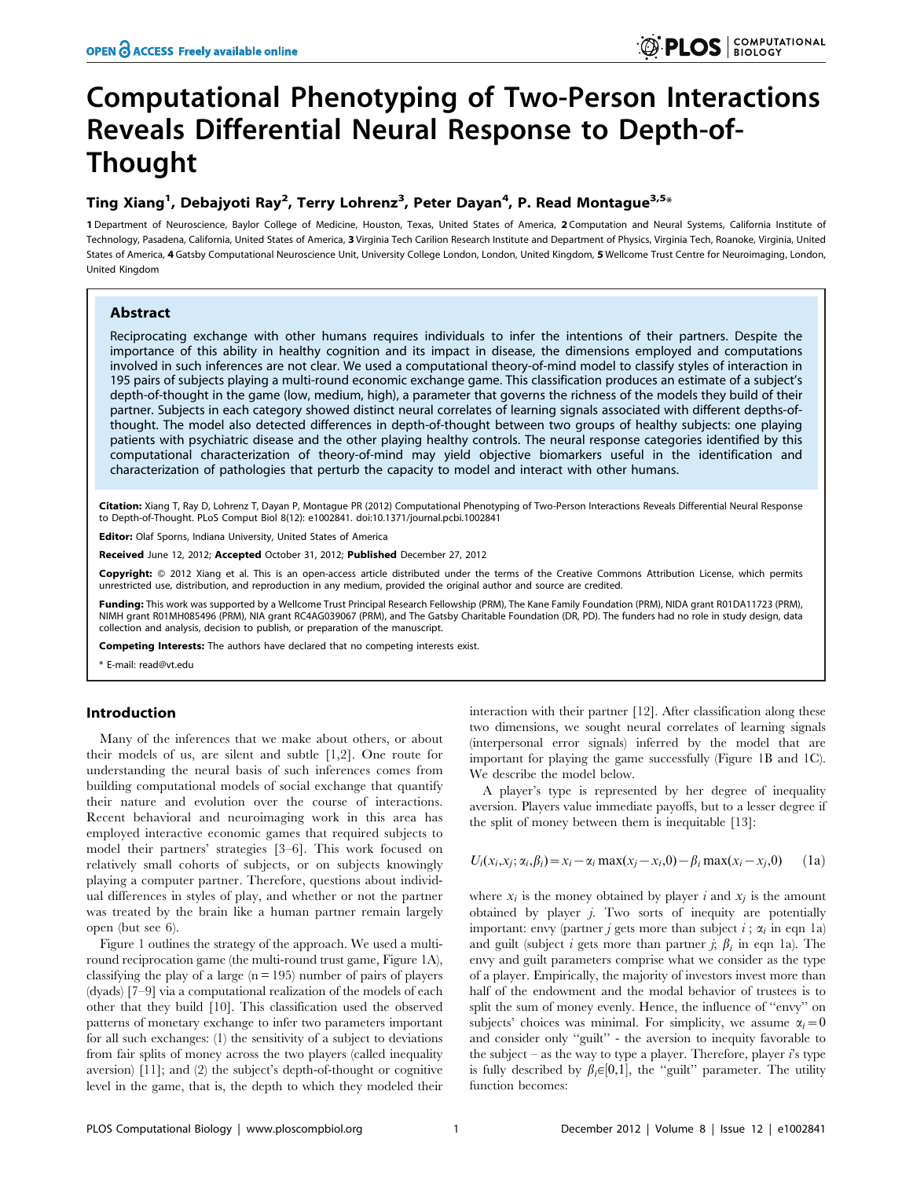# Computational Phenotyping of Two-Person Interactions Reveals Differential Neural Response to Depth-of-Thought

**Ting Xiang[1], Debajyoti Ray[2], Terry Lohrenz[3], Peter Dayan[4], P. Read Montague[3,5]***

**1** Department of Neuroscience, Baylor College of Medicine, Houston, Texas, United States of America, **2** Computation and Neural Systems, California Institute of Technology, Pasadena, California, United States of America, **3** Virginia Tech Carilion Research Institute and Department of Physics, Virginia Tech, Roanoke, Virginia, United States of America, **4** Gatsby Computational Neuroscience Unit, University College London, London, United Kingdom, **5** Wellcome Trust Centre for Neuroimaging, London, United Kingdom

## Abstract

Reciprocating exchange with other humans requires individuals to infer the intentions of their partners. Despite the importance of this ability in healthy cognition and its impact in disease, the dimensions employed and computations involved in such inferences are not clear. We used a computational theory-of-mind model to classify styles of interaction in 195 pairs of subjects playing a multi-round economic exchange game. This classification produces an estimate of a subject's depth-of-thought in the game (low, medium, high), a parameter that governs the richness of the models they build of their partner. Subjects in each category showed distinct neural correlates of learning signals associated with different depths-of-thought. The model also detected differences in depth-of-thought between two groups of healthy subjects: one playing patients with psychiatric disease and the other playing healthy controls. The neural response categories identified by this computational characterization of theory-of-mind may yield objective biomarkers useful in the identification and characterization of pathologies that perturb the capacity to model and interact with other humans.

**Citation:** Xiang T, Ray D, Lohrenz T, Dayan P, Montague PR (2012) Computational Phenotyping of Two-Person Interactions Reveals Differential Neural Response to Depth-of-Thought. PLoS Comput Biol 8(12): e1002841. doi:10.1371/journal.pcbi.1002841

**Editor:** Olaf Sporns, Indiana University, United States of America

**Received** June 12, 2012; **Accepted** October 31, 2012; **Published** December 27, 2012

**Copyright:** © 2012 Xiang et al. This is an open-access article distributed under the terms of the Creative Commons Attribution License, which permits unrestricted use, distribution, and reproduction in any medium, provided the original author and source are credited.

**Funding:** This work was supported by a Wellcome Trust Principal Research Fellowship (PRM), The Kane Family Foundation (PRM), NIDA grant R01DA11723 (PRM), NIMH grant R01MH085496 (PRM), NIA grant RC4AG039067 (PRM), and The Gatsby Charitable Foundation (DR, PD). The funders had no role in study design, data collection and analysis, decision to publish, or preparation of the manuscript.

**Competing Interests:** The authors have declared that no competing interests exist.

* E-mail: read@vt.edu

## Introduction

Many of the inferences that we make about others, or about their models of us, are silent and subtle [1,2]. One route for understanding the neural basis of such inferences comes from building computational models of social exchange that quantify their nature and evolution over the course of interactions. Recent behavioral and neuroimaging work in this area has employed interactive economic games that required subjects to model their partners' strategies [3–6]. This work focused on relatively small cohorts of subjects, or on subjects knowingly playing a computer partner. Therefore, questions about individual differences in styles of play, and whether or not the partner was treated by the brain like a human partner remain largely open (but see 6).

Figure 1 outlines the strategy of the approach. We used a multi-round reciprocation game (the multi-round trust game, Figure 1A), classifying the play of a large (n = 195) number of pairs of players (dyads) [7–9] via a computational realization of the models of each other that they build [10]. This classification used the observed patterns of monetary exchange to infer two parameters important for all such exchanges: (1) the sensitivity of a subject to deviations from fair splits of money across the two players (called inequality aversion) [11]; and (2) the subject's depth-of-thought or cognitive level in the game, that is, the depth to which they modeled their interaction with their partner [12]. After classification along these two dimensions, we sought neural correlates of learning signals (interpersonal error signals) inferred by the model that are important for playing the game successfully (Figure 1B and 1C). We describe the model below.

A player's type is represented by her degree of inequality aversion. Players value immediate payoffs, but to a lesser degree if the split of money between them is inequitable [13]:

$$U_i(x_i,x_j;\alpha_i,\beta_i) = x_i - \alpha_i \max(x_j - x_i,0) - \beta_i \max(x_i - x_j,0) \qquad (1a)$$

where $x_i$ is the money obtained by player $i$ and $x_j$ is the amount obtained by player $j$. Two sorts of inequity are potentially important: envy (partner $j$ gets more than subject $i$ ; $\alpha_i$ in eqn 1a) and guilt (subject $i$ gets more than partner $j$; $\beta_i$ in eqn 1a). The envy and guilt parameters comprise what we consider as the type of a player. Empirically, the majority of investors invest more than half of the endowment and the modal behavior of trustees is to split the sum of money evenly. Hence, the influence of "envy" on subjects' choices was minimal. For simplicity, we assume $\alpha_i = 0$ and consider only "guilt" - the aversion to inequity favorable to the subject – as the way to type a player. Therefore, player $i$'s type is fully described by $\beta_i \in [0,1]$, the "guilt" parameter. The utility function becomes: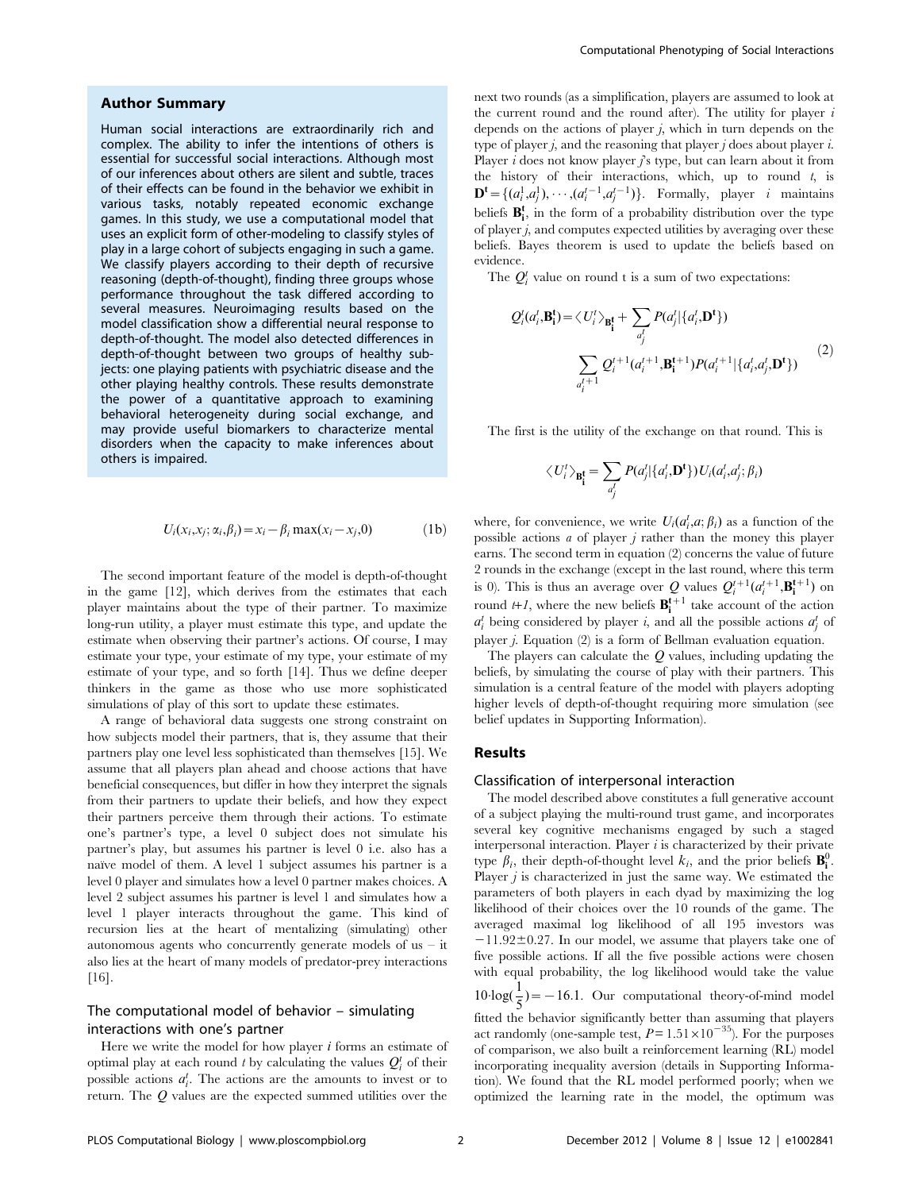## Author Summary

Human social interactions are extraordinarily rich and complex. The ability to infer the intentions of others is essential for successful social interactions. Although most of our inferences about others are silent and subtle, traces of their effects can be found in the behavior we exhibit in various tasks, notably repeated economic exchange games. In this study, we use a computational model that uses an explicit form of other-modeling to classify styles of play in a large cohort of subjects engaging in such a game. We classify players according to their depth of recursive reasoning (depth-of-thought), finding three groups whose performance throughout the task differed according to several measures. Neuroimaging results based on the model classification show a differential neural response to depth-of-thought. The model also detected differences in depth-of-thought between two groups of healthy subjects: one playing patients with psychiatric disease and the other playing healthy controls. These results demonstrate the power of a quantitative approach to examining behavioral heterogeneity during social exchange, and may provide useful biomarkers to characterize mental disorders when the capacity to make inferences about others is impaired.

$$U_i(x_i, x_j; \alpha_i, \beta_i) = x_i - \beta_i \max(x_i - x_j, 0) \tag{1b}$$

The second important feature of the model is depth-of-thought in the game [12], which derives from the estimates that each player maintains about the type of their partner. To maximize long-run utility, a player must estimate this type, and update the estimate when observing their partner's actions. Of course, I may estimate your type, your estimate of my type, your estimate of my estimate of your type, and so forth [14]. Thus we define deeper thinkers in the game as those who use more sophisticated simulations of play of this sort to update these estimates.

A range of behavioral data suggests one strong constraint on how subjects model their partners, that is, they assume that their partners play one level less sophisticated than themselves [15]. We assume that all players plan ahead and choose actions that have beneficial consequences, but differ in how they interpret the signals from their partners to update their beliefs, and how they expect their partners perceive them through their actions. To estimate one's partner's type, a level 0 subject does not simulate his partner's play, but assumes his partner is level 0 i.e. also has a naïve model of them. A level 1 subject assumes his partner is a level 0 player and simulates how a level 0 partner makes choices. A level 2 subject assumes his partner is level 1 and simulates how a level 1 player interacts throughout the game. This kind of recursion lies at the heart of mentalizing (simulating) other autonomous agents who concurrently generate models of us – it also lies at the heart of many models of predator-prey interactions [16].

### The computational model of behavior – simulating interactions with one's partner

Here we write the model for how player $i$ forms an estimate of optimal play at each round $t$ by calculating the values $Q_i^t$ of their possible actions $a_i^t$. The actions are the amounts to invest or to return. The $Q$ values are the expected summed utilities over the next two rounds (as a simplification, players are assumed to look at the current round and the round after). The utility for player $i$ depends on the actions of player $j$, which in turn depends on the type of player $j$, and the reasoning that player $j$ does about player $i$. Player $i$ does not know player $j$'s type, but can learn about it from the history of their interactions, which, up to round $t$, is $\mathbf{D^t} = \{(a_i^1, a_j^1), \cdots, (a_i^{t-1}, a_j^{t-1})\}$. Formally, player $i$ maintains beliefs $\mathbf{B_i^t}$, in the form of a probability distribution over the type of player $j$, and computes expected utilities by averaging over these beliefs. Bayes theorem is used to update the beliefs based on evidence.

The $Q_i^t$ value on round t is a sum of two expectations:

$$Q_i^t(a_i^t, \mathbf{B_i^t}) = \langle U_i^t \rangle_{\mathbf{B_i^t}} + \sum_{a_j^t} P(a_j^t | \{a_i^t, \mathbf{D^t}\}) \sum_{a_i^{t+1}} Q_i^{t+1}(a_i^{t+1}, \mathbf{B_i^{t+1}}) P(a_i^{t+1} | \{a_i^t, a_j^t, \mathbf{D^t}\}) \tag{2}$$

The first is the utility of the exchange on that round. This is

$$\langle U_i^t \rangle_{\mathbf{B_i^t}} = \sum_{a_j^t} P(a_j^t | \{a_i^t, \mathbf{D^t}\}) U_i(a_i^t, a_j^t; \beta_i)$$

where, for convenience, we write $U_i(a_i^t, a; \beta_i)$ as a function of the possible actions $a$ of player $j$ rather than the money this player earns. The second term in equation (2) concerns the value of future 2 rounds in the exchange (except in the last round, where this term is 0). This is thus an average over $Q$ values $Q_i^{t+1}(a_i^{t+1}, \mathbf{B_i^{t+1}})$ on round $t$+$1$, where the new beliefs $\mathbf{B_i^{t+1}}$ take account of the action $a_i^t$ being considered by player $i$, and all the possible actions $a_j^t$ of player $j$. Equation (2) is a form of Bellman evaluation equation.

The players can calculate the $Q$ values, including updating the beliefs, by simulating the course of play with their partners. This simulation is a central feature of the model with players adopting higher levels of depth-of-thought requiring more simulation (see belief updates in Supporting Information).

## Results

### Classification of interpersonal interaction

The model described above constitutes a full generative account of a subject playing the multi-round trust game, and incorporates several key cognitive mechanisms engaged by such a staged interpersonal interaction. Player $i$ is characterized by their private type $\beta_i$, their depth-of-thought level $k_i$, and the prior beliefs $\mathbf{B_i^0}$. Player $j$ is characterized in just the same way. We estimated the parameters of both players in each dyad by maximizing the log likelihood of their choices over the 10 rounds of the game. The averaged maximal log likelihood of all 195 investors was $-11.92 \pm 0.27$. In our model, we assume that players take one of five possible actions. If all the five possible actions were chosen with equal probability, the log likelihood would take the value $10 \cdot \log(\frac{1}{5}) = -16.1$. Our computational theory-of-mind model fitted the behavior significantly better than assuming that players act randomly (one-sample test, $P = 1.51 \times 10^{-35}$). For the purposes of comparison, we also built a reinforcement learning (RL) model incorporating inequality aversion (details in Supporting Information). We found that the RL model performed poorly; when we optimized the learning rate in the model, the optimum was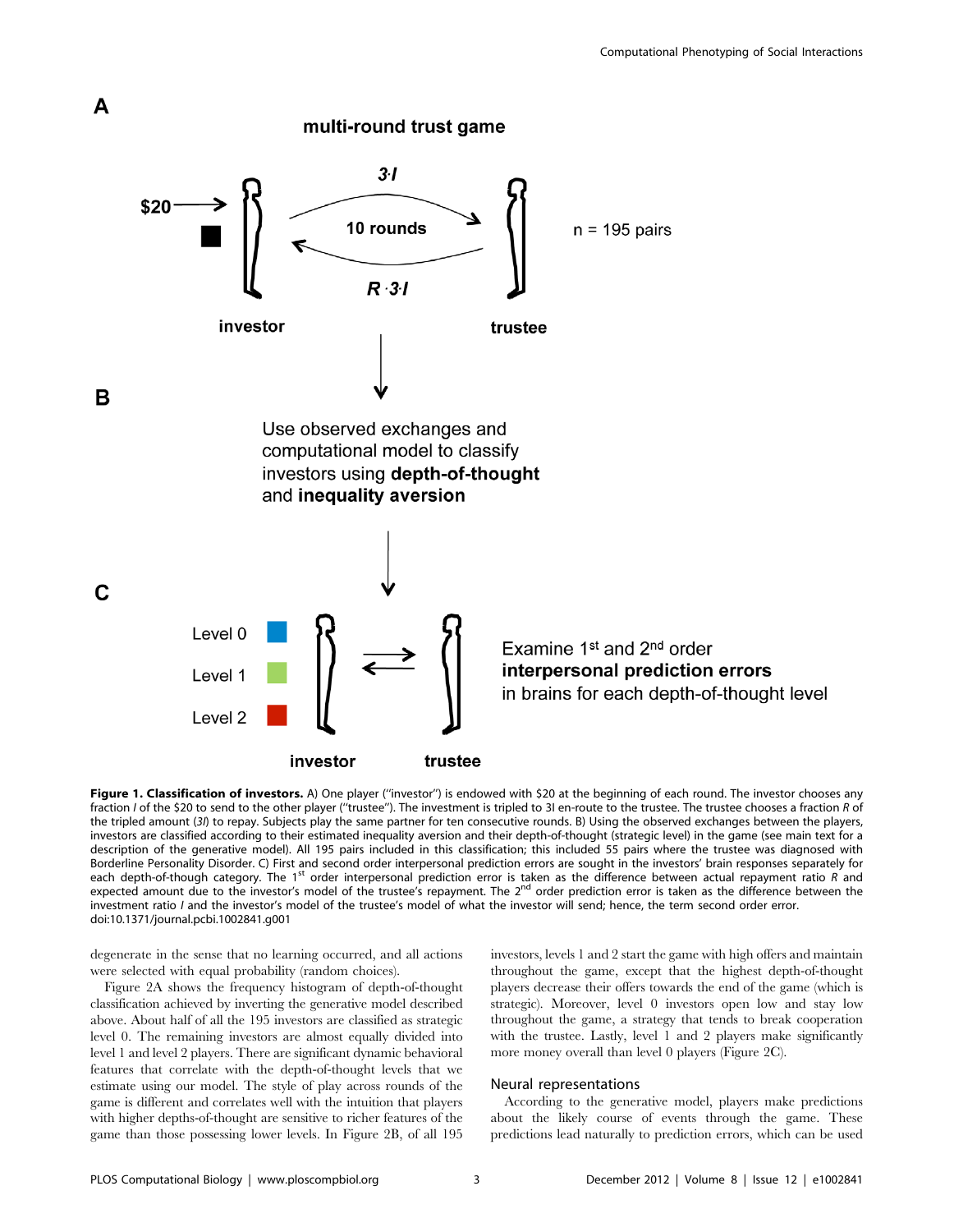**Figure 1. Classification of investors.** A) One player ("investor") is endowed with \$20 at the beginning of each round. The investor chooses any fraction $I$ of the \$20 to send to the other player ("trustee"). The investment is tripled to $3I$ en-route to the trustee. The trustee chooses a fraction $R$ of the tripled amount ($3I$) to repay. Subjects play the same partner for ten consecutive rounds. B) Using the observed exchanges between the players, investors are classified according to their estimated inequality aversion and their depth-of-thought (strategic level) in the game (see main text for a description of the generative model). All 195 pairs included in this classification; this included 55 pairs where the trustee was diagnosed with Borderline Personality Disorder. C) First and second order interpersonal prediction errors are sought in the investors' brain responses separately for each depth-of-though category. The 1st order interpersonal prediction error is taken as the difference between actual repayment ratio $R$ and expected amount due to the investor's model of the trustee's repayment. The 2nd order prediction error is taken as the difference between the investment ratio $I$ and the investor's model of the trustee's model of what the investor will send; hence, the term second order error.
doi:10.1371/journal.pcbi.1002841.g001

degenerate in the sense that no learning occurred, and all actions were selected with equal probability (random choices).

Figure 2A shows the frequency histogram of depth-of-thought classification achieved by inverting the generative model described above. About half of all the 195 investors are classified as strategic level 0. The remaining investors are almost equally divided into level 1 and level 2 players. There are significant dynamic behavioral features that correlate with the depth-of-thought levels that we estimate using our model. The style of play across rounds of the game is different and correlates well with the intuition that players with higher depths-of-thought are sensitive to richer features of the game than those possessing lower levels. In Figure 2B, of all 195 investors, levels 1 and 2 start the game with high offers and maintain throughout the game, except that the highest depth-of-thought players decrease their offers towards the end of the game (which is strategic). Moreover, level 0 investors open low and stay low throughout the game, a strategy that tends to break cooperation with the trustee. Lastly, level 1 and 2 players make significantly more money overall than level 0 players (Figure 2C).

## Neural representations

According to the generative model, players make predictions about the likely course of events through the game. These predictions lead naturally to prediction errors, which can be used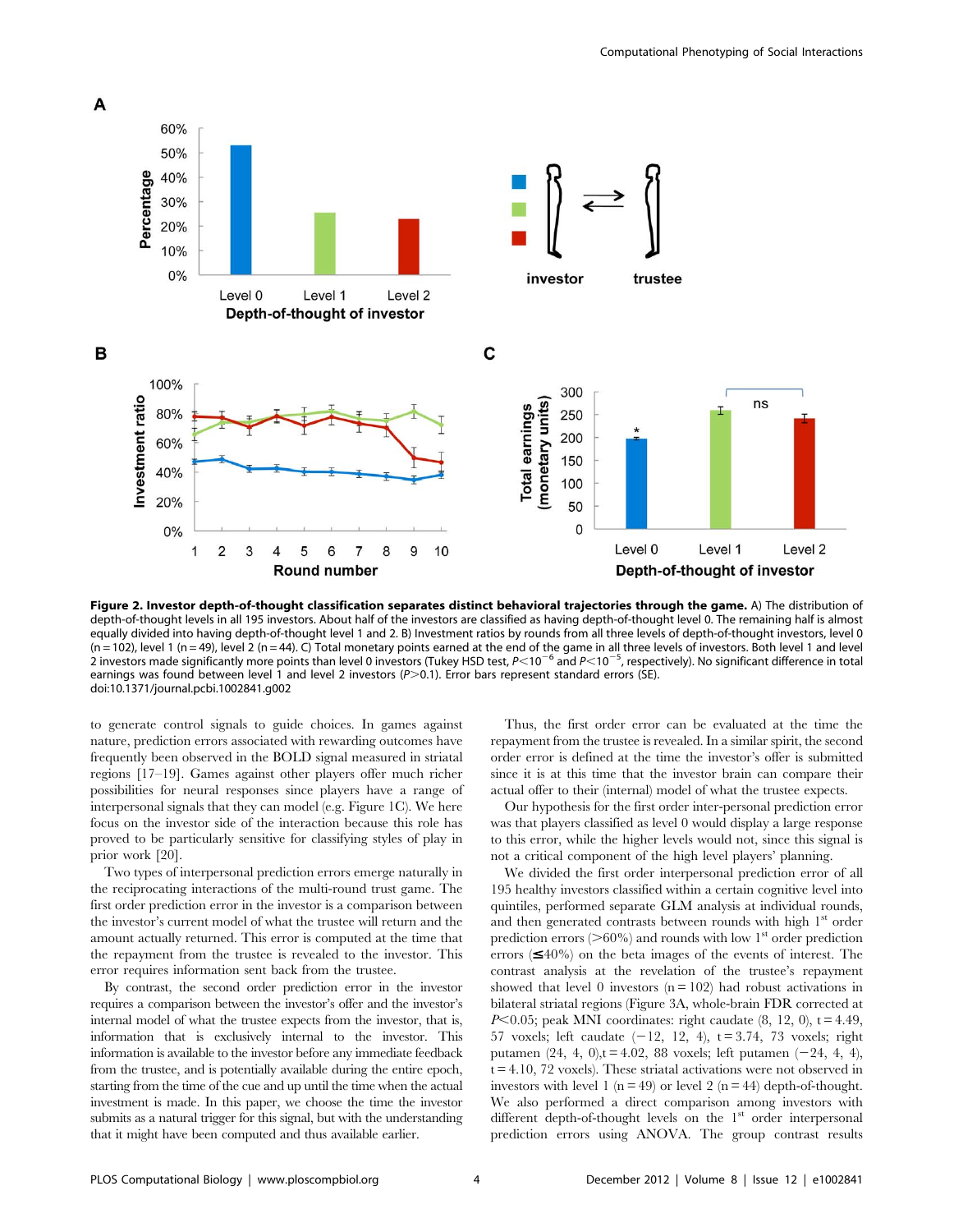A

60%
50%
40%
30%
20%
10%
0%

Percentage

Level 0 Level 1 Level 2

Depth-of-thought of investor

investor trustee

B

100%
80%
60%
40%
20%
0%

Investment ratio

1 2 3 4 5 6 7 8 9 10

Round number

C

300
250
200
150
100
50
0

Total earnings (monetary units)

*

ns

Level 0 Level 1 Level 2

Depth-of-thought of investor

**Figure 2. Investor depth-of-thought classification separates distinct behavioral trajectories through the game.** A) The distribution of depth-of-thought levels in all 195 investors. About half of the investors are classified as having depth-of-thought level 0. The remaining half is almost equally divided into having depth-of-thought level 1 and 2. B) Investment ratios by rounds from all three levels of depth-of-thought investors, level 0 (n = 102), level 1 (n = 49), level 2 (n = 44). C) Total monetary points earned at the end of the game in all three levels of investors. Both level 1 and level 2 investors made significantly more points than level 0 investors (Tukey HSD test, $P<10^{-6}$ and $P<10^{-5}$, respectively). No significant difference in total earnings was found between level 1 and level 2 investors ($P>0.1$). Error bars represent standard errors (SE).

doi:10.1371/journal.pcbi.1002841.g002

to generate control signals to guide choices. In games against nature, prediction errors associated with rewarding outcomes have frequently been observed in the BOLD signal measured in striatal regions [17–19]. Games against other players offer much richer possibilities for neural responses since players have a range of interpersonal signals that they can model (e.g. Figure 1C). We here focus on the investor side of the interaction because this role has proved to be particularly sensitive for classifying styles of play in prior work [20].

Two types of interpersonal prediction errors emerge naturally in the reciprocating interactions of the multi-round trust game. The first order prediction error in the investor is a comparison between the investor's current model of what the trustee will return and the amount actually returned. This error is computed at the time that the repayment from the trustee is revealed to the investor. This error requires information sent back from the trustee.

By contrast, the second order prediction error in the investor requires a comparison between the investor's offer and the investor's internal model of what the trustee expects from the investor, that is, information that is exclusively internal to the investor. This information is available to the investor before any immediate feedback from the trustee, and is potentially available during the entire epoch, starting from the time of the cue and up until the time when the actual investment is made. In this paper, we choose the time the investor submits as a natural trigger for this signal, but with the understanding that it might have been computed and thus available earlier.

Thus, the first order error can be evaluated at the time the repayment from the trustee is revealed. In a similar spirit, the second order error is defined at the time the investor's offer is submitted since it is at this time that the investor brain can compare their actual offer to their (internal) model of what the trustee expects.

Our hypothesis for the first order inter-personal prediction error was that players classified as level 0 would display a large response to this error, while the higher levels would not, since this signal is not a critical component of the high level players' planning.

We divided the first order interpersonal prediction error of all 195 healthy investors classified within a certain cognitive level into quintiles, performed separate GLM analysis at individual rounds, and then generated contrasts between rounds with high 1st order prediction errors (>60%) and rounds with low 1st order prediction errors (≤40%) on the beta images of the events of interest. The contrast analysis at the revelation of the trustee's repayment showed that level 0 investors (n = 102) had robust activations in bilateral striatal regions (Figure 3A, whole-brain FDR corrected at $P<0.05$; peak MNI coordinates: right caudate (8, 12, 0), t = 4.49, 57 voxels; left caudate (−12, 12, 4), t = 3.74, 73 voxels; right putamen (24, 4, 0), t = 4.02, 88 voxels; left putamen (−24, 4, 4), t = 4.10, 72 voxels). These striatal activations were not observed in investors with level 1 (n = 49) or level 2 (n = 44) depth-of-thought. We also performed a direct comparison among investors with different depth-of-thought levels on the 1st order interpersonal prediction errors using ANOVA. The group contrast results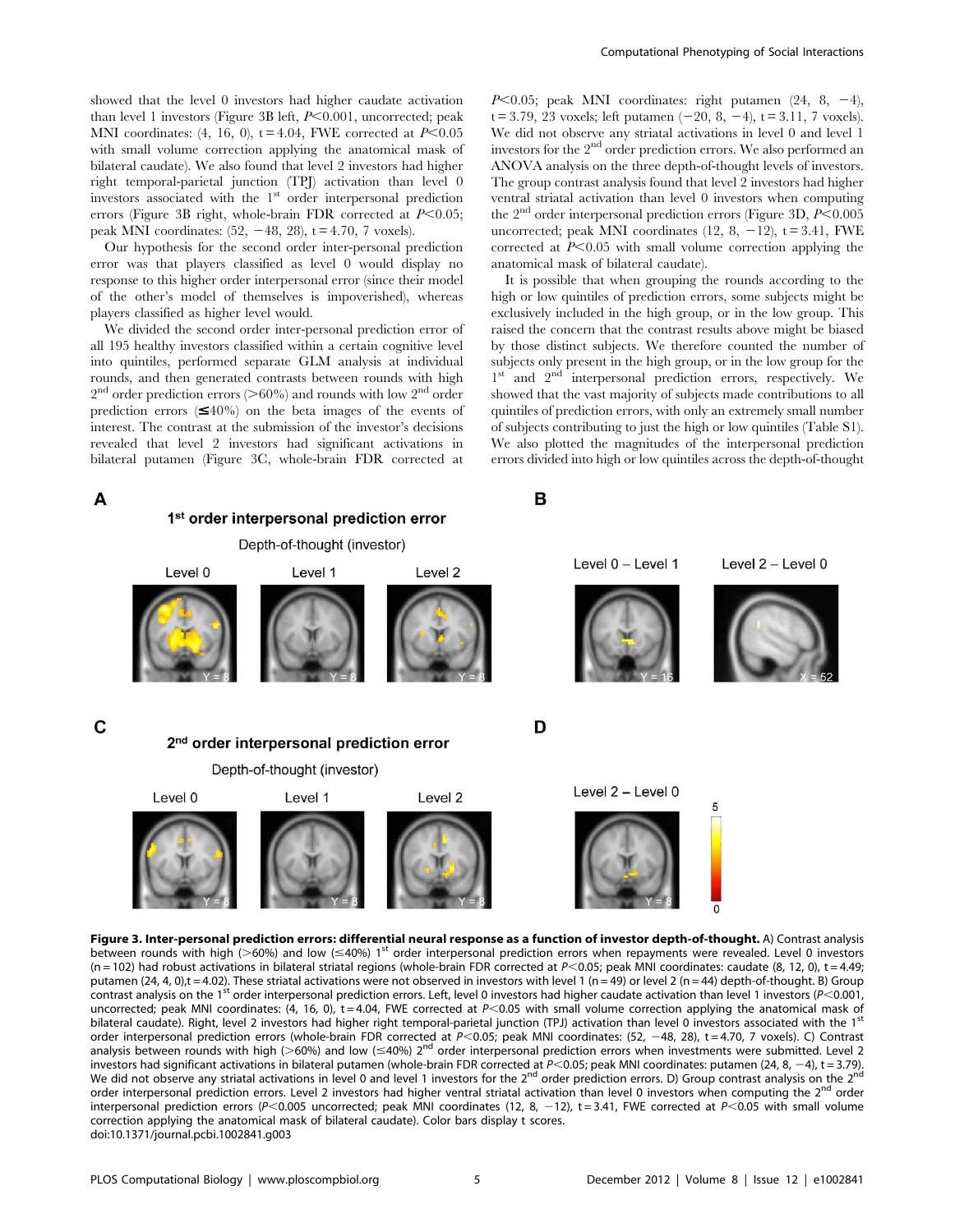showed that the level 0 investors had higher caudate activation than level 1 investors (Figure 3B left, $P<0.001$, uncorrected; peak MNI coordinates: (4, 16, 0), t = 4.04, FWE corrected at $P<0.05$ with small volume correction applying the anatomical mask of bilateral caudate). We also found that level 2 investors had higher right temporal-parietal junction (TPJ) activation than level 0 investors associated with the 1st order interpersonal prediction errors (Figure 3B right, whole-brain FDR corrected at $P<0.05$; peak MNI coordinates: (52, −48, 28), t = 4.70, 7 voxels).

Our hypothesis for the second order inter-personal prediction error was that players classified as level 0 would display no response to this higher order interpersonal error (since their model of the other's model of themselves is impoverished), whereas players classified as higher level would.

We divided the second order inter-personal prediction error of all 195 healthy investors classified within a certain cognitive level into quintiles, performed separate GLM analysis at individual rounds, and then generated contrasts between rounds with high 2nd order prediction errors (>60%) and rounds with low 2nd order prediction errors (≤40%) on the beta images of the events of interest. The contrast at the submission of the investor's decisions revealed that level 2 investors had significant activations in bilateral putamen (Figure 3C, whole-brain FDR corrected at $P<0.05$; peak MNI coordinates: right putamen (24, 8, −4), t = 3.79, 23 voxels; left putamen (−20, 8, −4), t = 3.11, 7 voxels). We did not observe any striatal activations in level 0 and level 1 investors for the 2nd order prediction errors. We also performed an ANOVA analysis on the three depth-of-thought levels of investors. The group contrast analysis found that level 2 investors had higher ventral striatal activation than level 0 investors when computing the 2nd order interpersonal prediction errors (Figure 3D, $P<0.005$ uncorrected; peak MNI coordinates (12, 8, −12), t = 3.41, FWE corrected at $P<0.05$ with small volume correction applying the anatomical mask of bilateral caudate).

It is possible that when grouping the rounds according to the high or low quintiles of prediction errors, some subjects might be exclusively included in the high group, or in the low group. This raised the concern that the contrast results above might be biased by those distinct subjects. We therefore counted the number of subjects only present in the high group, or in the low group for the 1st and 2nd interpersonal prediction errors, respectively. We showed that the vast majority of subjects made contributions to all quintiles of prediction errors, with only an extremely small number of subjects contributing to just the high or low quintiles (Table S1). We also plotted the magnitudes of the interpersonal prediction errors divided into high or low quintiles across the depth-of-thought

**Figure 3. Inter-personal prediction errors: differential neural response as a function of investor depth-of-thought.** A) Contrast analysis between rounds with high (>60%) and low (≤40%) 1st order interpersonal prediction errors when repayments were revealed. Level 0 investors (n = 102) had robust activations in bilateral striatal regions (whole-brain FDR corrected at $P<0.05$; peak MNI coordinates: caudate (8, 12, 0), t = 4.49; putamen (24, 4, 0),t = 4.02). These striatal activations were not observed in investors with level 1 (n = 49) or level 2 (n = 44) depth-of-thought. B) Group contrast analysis on the 1st order interpersonal prediction errors. Left, level 0 investors had higher caudate activation than level 1 investors ($P<0.001$, uncorrected; peak MNI coordinates: (4, 16, 0), t = 4.04, FWE corrected at $P<0.05$ with small volume correction applying the anatomical mask of bilateral caudate). Right, level 2 investors had higher right temporal-parietal junction (TPJ) activation than level 0 investors associated with the 1st order interpersonal prediction errors (whole-brain FDR corrected at $P<0.05$; peak MNI coordinates: (52, −48, 28), t = 4.70, 7 voxels). C) Contrast analysis between rounds with high (>60%) and low (≤40%) 2nd order interpersonal prediction errors when investments were submitted. Level 2 investors had significant activations in bilateral putamen (whole-brain FDR corrected at $P<0.05$; peak MNI coordinates: putamen (24, 8, −4), t = 3.79). We did not observe any striatal activations in level 0 and level 1 investors for the 2nd order prediction errors. D) Group contrast analysis on the 2nd order interpersonal prediction errors. Level 2 investors had higher ventral striatal activation than level 0 investors when computing the 2nd order interpersonal prediction errors ($P<0.005$ uncorrected; peak MNI coordinates (12, 8, −12), t = 3.41, FWE corrected at $P<0.05$ with small volume correction applying the anatomical mask of bilateral caudate). Color bars display t scores.
doi:10.1371/journal.pcbi.1002841.g003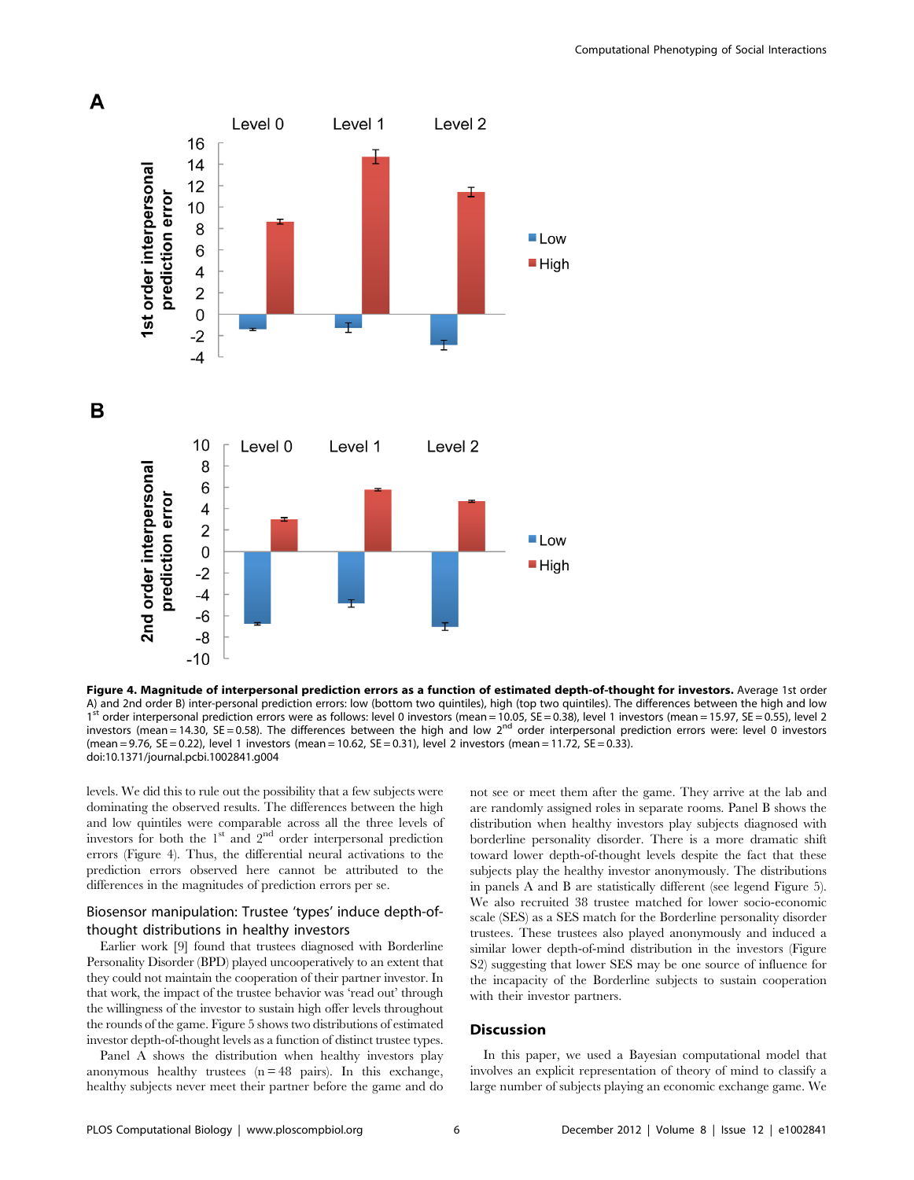**Figure 4. Magnitude of interpersonal prediction errors as a function of estimated depth-of-thought for investors.** Average 1st order A) and 2nd order B) inter-personal prediction errors: low (bottom two quintiles), high (top two quintiles). The differences between the high and low 1[st] order interpersonal prediction errors were as follows: level 0 investors (mean = 10.05, SE = 0.38), level 1 investors (mean = 15.97, SE = 0.55), level 2 investors (mean = 14.30, SE = 0.58). The differences between the high and low 2[nd] order interpersonal prediction errors were: level 0 investors (mean = 9.76, SE = 0.22), level 1 investors (mean = 10.62, SE = 0.31), level 2 investors (mean = 11.72, SE = 0.33).
doi:10.1371/journal.pcbi.1002841.g004

levels. We did this to rule out the possibility that a few subjects were dominating the observed results. The differences between the high and low quintiles were comparable across all the three levels of investors for both the 1[st] and 2[nd] order interpersonal prediction errors (Figure 4). Thus, the differential neural activations to the prediction errors observed here cannot be attributed to the differences in the magnitudes of prediction errors per se.

### Biosensor manipulation: Trustee 'types' induce depth-of-thought distributions in healthy investors

Earlier work [9] found that trustees diagnosed with Borderline Personality Disorder (BPD) played uncooperatively to an extent that they could not maintain the cooperation of their partner investor. In that work, the impact of the trustee behavior was 'read out' through the willingness of the investor to sustain high offer levels throughout the rounds of the game. Figure 5 shows two distributions of estimated investor depth-of-thought levels as a function of distinct trustee types.

Panel A shows the distribution when healthy investors play anonymous healthy trustees (n = 48 pairs). In this exchange, healthy subjects never meet their partner before the game and do not see or meet them after the game. They arrive at the lab and are randomly assigned roles in separate rooms. Panel B shows the distribution when healthy investors play subjects diagnosed with borderline personality disorder. There is a more dramatic shift toward lower depth-of-thought levels despite the fact that these subjects play the healthy investor anonymously. The distributions in panels A and B are statistically different (see legend Figure 5). We also recruited 38 trustee matched for lower socio-economic scale (SES) as a SES match for the Borderline personality disorder trustees. These trustees also played anonymously and induced a similar lower depth-of-mind distribution in the investors (Figure S2) suggesting that lower SES may be one source of influence for the incapacity of the Borderline subjects to sustain cooperation with their investor partners.

## Discussion

In this paper, we used a Bayesian computational model that involves an explicit representation of theory of mind to classify a large number of subjects playing an economic exchange game. We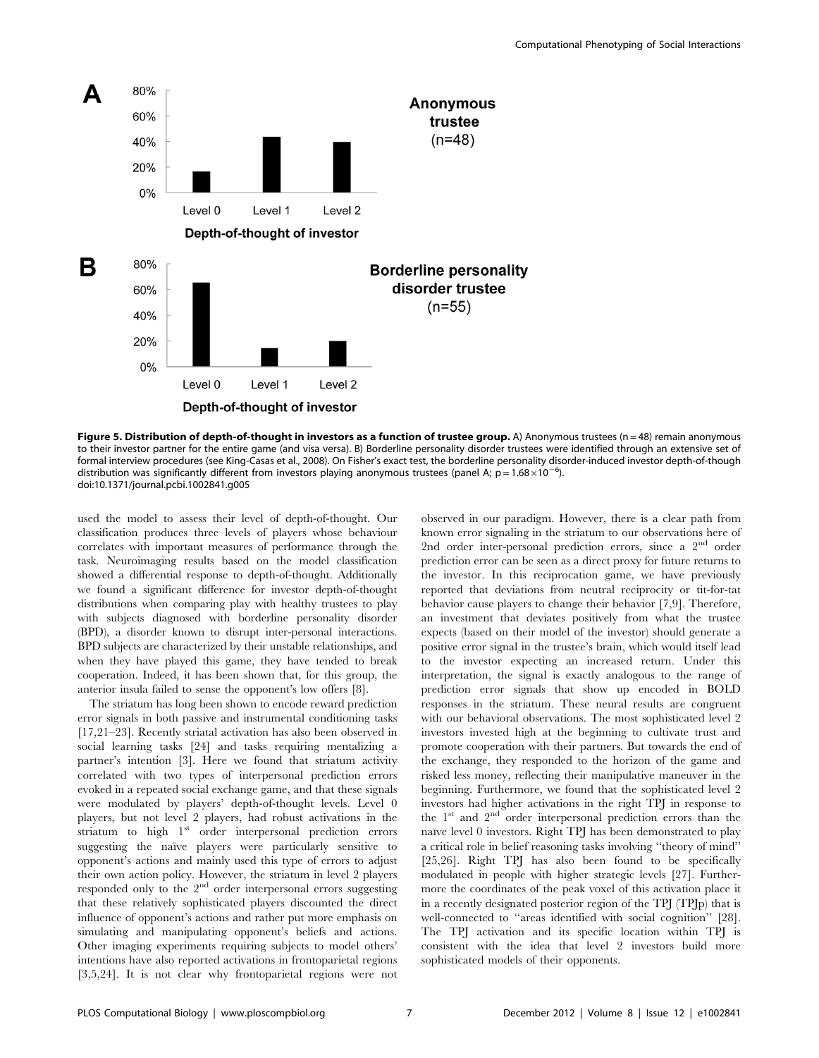**Figure 5. Distribution of depth-of-thought in investors as a function of trustee group.** A) Anonymous trustees (n = 48) remain anonymous to their investor partner for the entire game (and visa versa). B) Borderline personality disorder trustees were identified through an extensive set of formal interview procedures (see King-Casas et al., 2008). On Fisher's exact test, the borderline personality disorder-induced investor depth-of-though distribution was significantly different from investors playing anonymous trustees (panel A; $p = 1.68 \times 10^{-6}$).
doi:10.1371/journal.pcbi.1002841.g005

used the model to assess their level of depth-of-thought. Our classification produces three levels of players whose behaviour correlates with important measures of performance through the task. Neuroimaging results based on the model classification showed a differential response to depth-of-thought. Additionally we found a significant difference for investor depth-of-thought distributions when comparing play with healthy trustees to play with subjects diagnosed with borderline personality disorder (BPD), a disorder known to disrupt inter-personal interactions. BPD subjects are characterized by their unstable relationships, and when they have played this game, they have tended to break cooperation. Indeed, it has been shown that, for this group, the anterior insula failed to sense the opponent's low offers [8].

The striatum has long been shown to encode reward prediction error signals in both passive and instrumental conditioning tasks [17,21–23]. Recently striatal activation has also been observed in social learning tasks [24] and tasks requiring mentalizing a partner's intention [3]. Here we found that striatum activity correlated with two types of interpersonal prediction errors evoked in a repeated social exchange game, and that these signals were modulated by players' depth-of-thought levels. Level 0 players, but not level 2 players, had robust activations in the striatum to high 1st order interpersonal prediction errors suggesting the naïve players were particularly sensitive to opponent's actions and mainly used this type of errors to adjust their own action policy. However, the striatum in level 2 players responded only to the 2nd order interpersonal errors suggesting that these relatively sophisticated players discounted the direct influence of opponent's actions and rather put more emphasis on simulating and manipulating opponent's beliefs and actions. Other imaging experiments requiring subjects to model others' intentions have also reported activations in frontoparietal regions [3,5,24]. It is not clear why frontoparietal regions were not observed in our paradigm. However, there is a clear path from known error signaling in the striatum to our observations here of 2nd order inter-personal prediction errors, since a 2nd order prediction error can be seen as a direct proxy for future returns to the investor. In this reciprocation game, we have previously reported that deviations from neutral reciprocity or tit-for-tat behavior cause players to change their behavior [7,9]. Therefore, an investment that deviates positively from what the trustee expects (based on their model of the investor) should generate a positive error signal in the trustee's brain, which would itself lead to the investor expecting an increased return. Under this interpretation, the signal is exactly analogous to the range of prediction error signals that show up encoded in BOLD responses in the striatum. These neural results are congruent with our behavioral observations. The most sophisticated level 2 investors invested high at the beginning to cultivate trust and promote cooperation with their partners. But towards the end of the exchange, they responded to the horizon of the game and risked less money, reflecting their manipulative maneuver in the beginning. Furthermore, we found that the sophisticated level 2 investors had higher activations in the right TPJ in response to the 1st and 2nd order interpersonal prediction errors than the naïve level 0 investors. Right TPJ has been demonstrated to play a critical role in belief reasoning tasks involving "theory of mind" [25,26]. Right TPJ has also been found to be specifically modulated in people with higher strategic levels [27]. Furthermore the coordinates of the peak voxel of this activation place it in a recently designated posterior region of the TPJ (TPJp) that is well-connected to "areas identified with social cognition" [28]. The TPJ activation and its specific location within TPJ is consistent with the idea that level 2 investors build more sophisticated models of their opponents.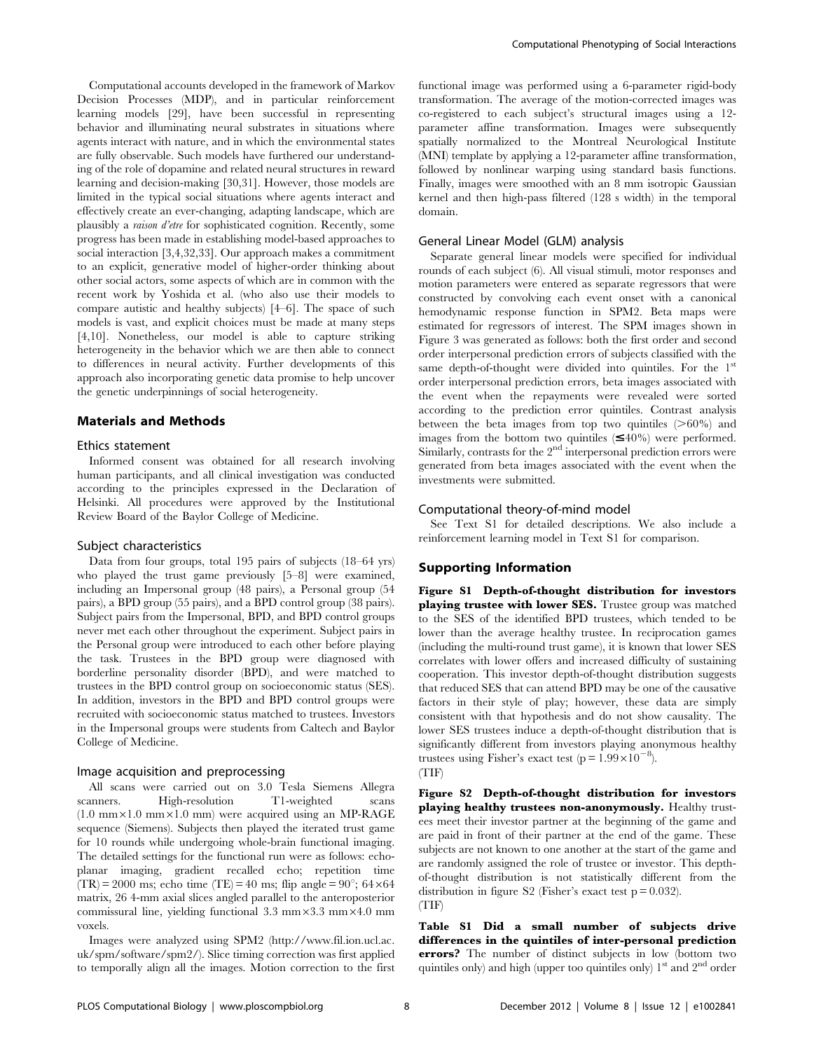Computational accounts developed in the framework of Markov Decision Processes (MDP), and in particular reinforcement learning models [29], have been successful in representing behavior and illuminating neural substrates in situations where agents interact with nature, and in which the environmental states are fully observable. Such models have furthered our understanding of the role of dopamine and related neural structures in reward learning and decision-making [30,31]. However, those models are limited in the typical social situations where agents interact and effectively create an ever-changing, adapting landscape, which are plausibly a *raison d'etre* for sophisticated cognition. Recently, some progress has been made in establishing model-based approaches to social interaction [3,4,32,33]. Our approach makes a commitment to an explicit, generative model of higher-order thinking about other social actors, some aspects of which are in common with the recent work by Yoshida et al. (who also use their models to compare autistic and healthy subjects) [4–6]. The space of such models is vast, and explicit choices must be made at many steps [4,10]. Nonetheless, our model is able to capture striking heterogeneity in the behavior which we are then able to connect to differences in neural activity. Further developments of this approach also incorporating genetic data promise to help uncover the genetic underpinnings of social heterogeneity.

## Materials and Methods

### Ethics statement

Informed consent was obtained for all research involving human participants, and all clinical investigation was conducted according to the principles expressed in the Declaration of Helsinki. All procedures were approved by the Institutional Review Board of the Baylor College of Medicine.

### Subject characteristics

Data from four groups, total 195 pairs of subjects (18–64 yrs) who played the trust game previously [5–8] were examined, including an Impersonal group (48 pairs), a Personal group (54 pairs), a BPD group (55 pairs), and a BPD control group (38 pairs). Subject pairs from the Impersonal, BPD, and BPD control groups never met each other throughout the experiment. Subject pairs in the Personal group were introduced to each other before playing the task. Trustees in the BPD group were diagnosed with borderline personality disorder (BPD), and were matched to trustees in the BPD control group on socioeconomic status (SES). In addition, investors in the BPD and BPD control groups were recruited with socioeconomic status matched to trustees. Investors in the Impersonal groups were students from Caltech and Baylor College of Medicine.

### Image acquisition and preprocessing

All scans were carried out on 3.0 Tesla Siemens Allegra scanners. High-resolution T1-weighted scans ($1.0\ \text{mm}\times1.0\ \text{mm}\times1.0\ \text{mm}$) were acquired using an MP-RAGE sequence (Siemens). Subjects then played the iterated trust game for 10 rounds while undergoing whole-brain functional imaging. The detailed settings for the functional run were as follows: echo-planar imaging, gradient recalled echo; repetition time (TR) = 2000 ms; echo time (TE) = 40 ms; flip angle = 90°; $64\times64$ matrix, 26 4-mm axial slices angled parallel to the anteroposterior commissural line, yielding functional $3.3\ \text{mm}\times3.3\ \text{mm}\times4.0\ \text{mm}$ voxels.

Images were analyzed using SPM2 (http://www.fil.ion.ucl.ac.uk/spm/software/spm2/). Slice timing correction was first applied to temporally align all the images. Motion correction to the first functional image was performed using a 6-parameter rigid-body transformation. The average of the motion-corrected images was co-registered to each subject's structural images using a 12-parameter affine transformation. Images were subsequently spatially normalized to the Montreal Neurological Institute (MNI) template by applying a 12-parameter affine transformation, followed by nonlinear warping using standard basis functions. Finally, images were smoothed with an 8 mm isotropic Gaussian kernel and then high-pass filtered (128 s width) in the temporal domain.

### General Linear Model (GLM) analysis

Separate general linear models were specified for individual rounds of each subject (6). All visual stimuli, motor responses and motion parameters were entered as separate regressors that were constructed by convolving each event onset with a canonical hemodynamic response function in SPM2. Beta maps were estimated for regressors of interest. The SPM images shown in Figure 3 was generated as follows: both the first order and second order interpersonal prediction errors of subjects classified with the same depth-of-thought were divided into quintiles. For the 1st order interpersonal prediction errors, beta images associated with the event when the repayments were revealed were sorted according to the prediction error quintiles. Contrast analysis between the beta images from top two quintiles ($>60\%$) and images from the bottom two quintiles ($\leq40\%$) were performed. Similarly, contrasts for the 2nd interpersonal prediction errors were generated from beta images associated with the event when the investments were submitted.

### Computational theory-of-mind model

See Text S1 for detailed descriptions. We also include a reinforcement learning model in Text S1 for comparison.

## Supporting Information

**Figure S1 Depth-of-thought distribution for investors playing trustee with lower SES.** Trustee group was matched to the SES of the identified BPD trustees, which tended to be lower than the average healthy trustee. In reciprocation games (including the multi-round trust game), it is known that lower SES correlates with lower offers and increased difficulty of sustaining cooperation. This investor depth-of-thought distribution suggests that reduced SES that can attend BPD may be one of the causative factors in their style of play; however, these data are simply consistent with that hypothesis and do not show causality. The lower SES trustees induce a depth-of-thought distribution that is significantly different from investors playing anonymous healthy trustees using Fisher's exact test ($p = 1.99\times10^{-8}$).
(TIF)

**Figure S2 Depth-of-thought distribution for investors playing healthy trustees non-anonymously.** Healthy trustees meet their investor partner at the beginning of the game and are paid in front of their partner at the end of the game. These subjects are not known to one another at the start of the game and are randomly assigned the role of trustee or investor. This depth-of-thought distribution is not statistically different from the distribution in figure S2 (Fisher's exact test $p = 0.032$).
(TIF)

**Table S1 Did a small number of subjects drive differences in the quintiles of inter-personal prediction errors?** The number of distinct subjects in low (bottom two quintiles only) and high (upper too quintiles only) 1st and 2nd order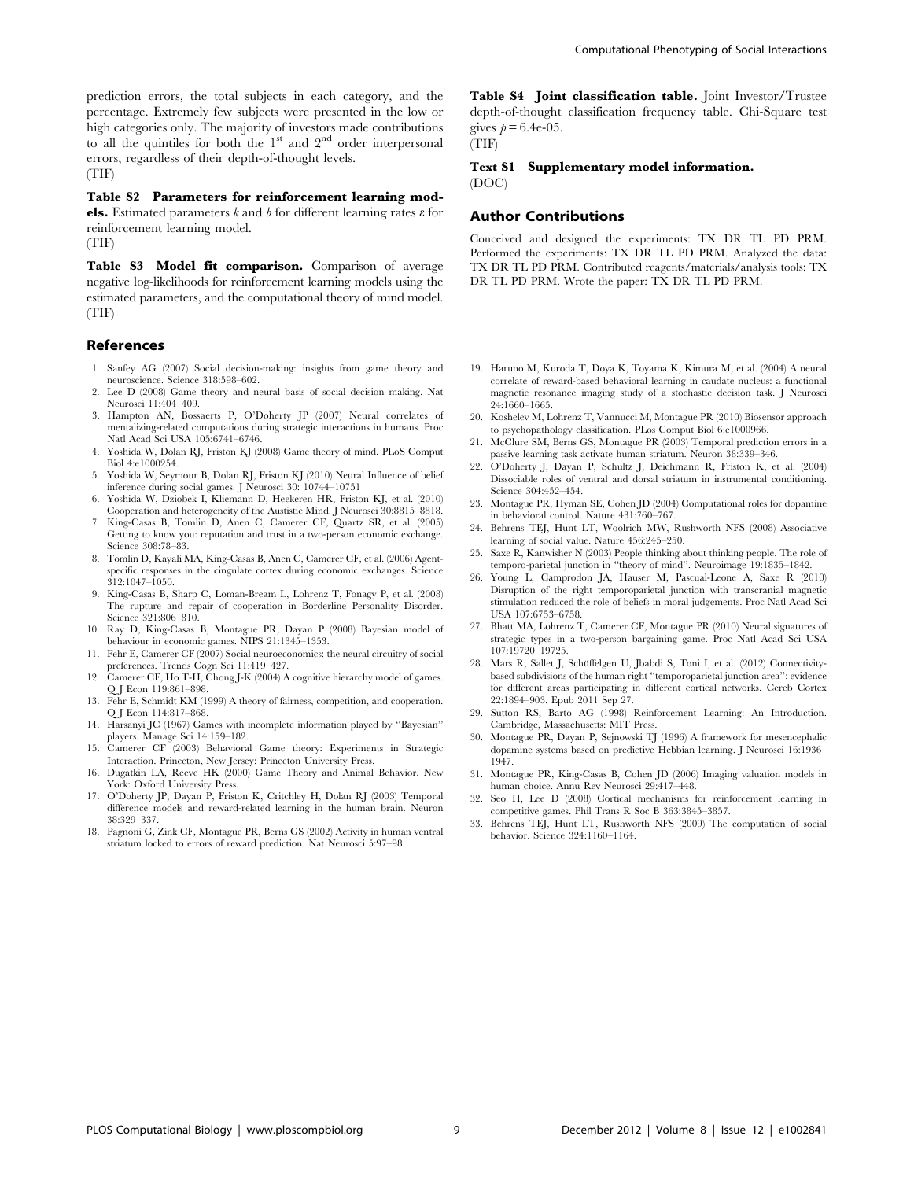prediction errors, the total subjects in each category, and the percentage. Extremely few subjects were presented in the low or high categories only. The majority of investors made contributions to all the quintiles for both the 1st and 2nd order interpersonal errors, regardless of their depth-of-thought levels.
(TIF)

**Table S2 Parameters for reinforcement learning models.** Estimated parameters *k* and *b* for different learning rates *ε* for reinforcement learning model.
(TIF)

**Table S3 Model fit comparison.** Comparison of average negative log-likelihoods for reinforcement learning models using the estimated parameters, and the computational theory of mind model.
(TIF)

**Table S4 Joint classification table.** Joint Investor/Trustee depth-of-thought classification frequency table. Chi-Square test gives $p = 6.4e\text{-}05$.
(TIF)

**Text S1 Supplementary model information.**
(DOC)

## Author Contributions

Conceived and designed the experiments: TX DR TL PD PRM. Performed the experiments: TX DR TL PD PRM. Analyzed the data: TX DR TL PD PRM. Contributed reagents/materials/analysis tools: TX DR TL PD PRM. Wrote the paper: TX DR TL PD PRM.

## References

1. Sanfey AG (2007) Social decision-making: insights from game theory and neuroscience. Science 318:598–602.
2. Lee D (2008) Game theory and neural basis of social decision making. Nat Neurosci 11:404–409.
3. Hampton AN, Bossaerts P, O'Doherty JP (2007) Neural correlates of mentalizing-related computations during strategic interactions in humans. Proc Natl Acad Sci USA 105:6741–6746.
4. Yoshida W, Dolan RJ, Friston KJ (2008) Game theory of mind. PLoS Comput Biol 4:e1000254.
5. Yoshida W, Seymour B, Dolan RJ, Friston KJ (2010) Neural Influence of belief inference during social games. J Neurosci 30: 10744–10751
6. Yoshida W, Dziobek I, Kliemann D, Heekeren HR, Friston KJ, et al. (2010) Cooperation and heterogeneity of the Austistic Mind. J Neurosci 30:8815–8818.
7. King-Casas B, Tomlin D, Anen C, Camerer CF, Quartz SR, et al. (2005) Getting to know you: reputation and trust in a two-person economic exchange. Science 308:78–83.
8. Tomlin D, Kayali MA, King-Casas B, Anen C, Camerer CF, et al. (2006) Agent-specific responses in the cingulate cortex during economic exchanges. Science 312:1047–1050.
9. King-Casas B, Sharp C, Lomax-Bream L, Lohrenz T, Fonagy P, et al. (2008) The rupture and repair of cooperation in Borderline Personality Disorder. Science 321:806–810.
10. Ray D, King-Casas B, Montague PR, Dayan P (2008) Bayesian model of behaviour in economic games. NIPS 21:1345–1353.
11. Fehr E, Camerer CF (2007) Social neuroeconomics: the neural circuitry of social preferences. Trends Cogn Sci 11:419–427.
12. Camerer CF, Ho T-H, Chong J-K (2004) A cognitive hierarchy model of games. Q J Econ 119:861–898.
13. Fehr E, Schmidt KM (1999) A theory of fairness, competition, and cooperation. Q J Econ 114:817–868.
14. Harsanyi JC (1967) Games with incomplete information played by "Bayesian" players. Manage Sci 14:159–182.
15. Camerer CF (2003) Behavioral Game theory: Experiments in Strategic Interaction. Princeton, New Jersey: Princeton University Press.
16. Dugatkin LA, Reeve HK (2000) Game Theory and Animal Behavior. New York: Oxford University Press.
17. O'Doherty JP, Dayan P, Friston K, Critchley H, Dolan RJ (2003) Temporal difference models and reward-related learning in the human brain. Neuron 38:329–337.
18. Pagnoni G, Zink CF, Montague PR, Berns GS (2002) Activity in human ventral striatum locked to errors of reward prediction. Nat Neurosci 5:97–98.
19. Haruno M, Kuroda T, Doya K, Toyama K, Kimura M, et al. (2004) A neural correlate of reward-based behavioral learning in caudate nucleus: a functional magnetic resonance imaging study of a stochastic decision task. J Neurosci 24:1660–1665.
20. Koshelev M, Lohrenz T, Vannucci M, Montague PR (2010) Biosensor approach to psychopathology classification. PLos Comput Biol 6:e1000966.
21. McClure SM, Berns GS, Montague PR (2003) Temporal prediction errors in a passive learning task activate human striatum. Neuron 38:339–346.
22. O'Doherty J, Dayan P, Schultz J, Deichmann R, Friston K, et al. (2004) Dissociable roles of ventral and dorsal striatum in instrumental conditioning. Science 304:452–454.
23. Montague PR, Hyman SE, Cohen JD (2004) Computational roles for dopamine in behavioral control. Nature 431:760–767.
24. Behrens TEJ, Hunt LT, Woolrich MW, Rushworth NFS (2008) Associative learning of social value. Nature 456:245–250.
25. Saxe R, Kanwisher N (2003) People thinking about thinking people. The role of temporo-parietal junction in "theory of mind". Neuroimage 19:1835–1842.
26. Young L, Camprodon JA, Hauser M, Pascual-Leone A, Saxe R (2010) Disruption of the right temporoparietal junction with transcranial magnetic stimulation reduced the role of beliefs in moral judgements. Proc Natl Acad Sci USA 107:6753–6758.
27. Bhatt MA, Lohrenz T, Camerer CF, Montague PR (2010) Neural signatures of strategic types in a two-person bargaining game. Proc Natl Acad Sci USA 107:19720–19725.
28. Mars R, Sallet J, Schüffelgen U, Jbabdi S, Toni I, et al. (2012) Connectivity-based subdivisions of the human right "temporoparietal junction area": evidence for different areas participating in different cortical networks. Cereb Cortex 22:1894–903. Epub 2011 Sep 27.
29. Sutton RS, Barto AG (1998) Reinforcement Learning: An Introduction. Cambridge, Massachusetts: MIT Press.
30. Montague PR, Dayan P, Sejnowski TJ (1996) A framework for mesencephalic dopamine systems based on predictive Hebbian learning. J Neurosci 16:1936–1947.
31. Montague PR, King-Casas B, Cohen JD (2006) Imaging valuation models in human choice. Annu Rev Neurosci 29:417–448.
32. Seo H, Lee D (2008) Cortical mechanisms for reinforcement learning in competitive games. Phil Trans R Soc B 363:3845–3857.
33. Behrens TEJ, Hunt LT, Rushworth NFS (2009) The computation of social behavior. Science 324:1160–1164.